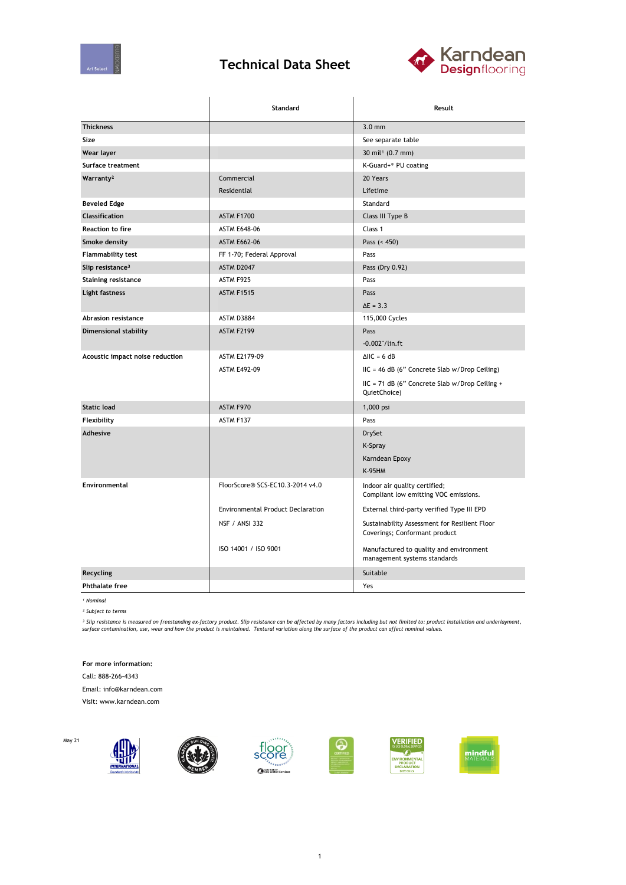# Technical Data Sheet

| | Standard | Result |
|---|---|---|
| **Thickness** | | 3.0 mm |
| **Size** | | See separate table |
| **Wear layer** | | 30 mil[1] (0.7 mm) |
| **Surface treatment** | | K-Guard+® PU coating |
| **Warranty[2]** | Commercial | 20 Years |
| | Residential | Lifetime |
| **Beveled Edge** | | Standard |
| **Classification** | ASTM F1700 | Class III Type B |
| **Reaction to fire** | ASTM E648-06 | Class 1 |
| **Smoke density** | ASTM E662-06 | Pass (< 450) |
| **Flammability test** | FF 1-70; Federal Approval | Pass |
| **Slip resistance[3]** | ASTM D2047 | Pass (Dry 0.92) |
| **Staining resistance** | ASTM F925 | Pass |
| **Light fastness** | ASTM F1515 | Pass |
| | | ΔE = 3.3 |
| **Abrasion resistance** | ASTM D3884 | 115,000 Cycles |
| **Dimensional stability** | ASTM F2199 | Pass |
| | | -0.002"/lin.ft |
| **Acoustic impact noise reduction** | ASTM E2179-09 | ΔIIC = 6 dB |
| | ASTM E492-09 | IIC = 46 dB (6" Concrete Slab w/Drop Ceiling) |
| | | IIC = 71 dB (6" Concrete Slab w/Drop Ceiling + QuietChoice) |
| **Static load** | ASTM F970 | 1,000 psi |
| **Flexibility** | ASTM F137 | Pass |
| **Adhesive** | | DrySet |
| | | K-Spray |
| | | Karndean Epoxy |
| | | K-95HM |
| **Environmental** | FloorScore® SCS-EC10.3-2014 v4.0 | Indoor air quality certified; Compliant low emitting VOC emissions. |
| | Environmental Product Declaration | External third-party verified Type III EPD |
| | NSF / ANSI 332 | Sustainability Assessment for Resilient Floor Coverings; Conformant product |
| | ISO 14001 / ISO 9001 | Manufactured to quality and environment management systems standards |
| **Recycling** | | Suitable |
| **Phthalate free** | | Yes |

*[1] Nominal*

*[2] Subject to terms*

*[3] Slip resistance is measured on freestanding ex-factory product. Slip resistance can be affected by many factors including but not limited to: product installation and underlayment, surface contamination, use, wear and how the product is maintained. Textural variation along the surface of the product can affect nominal values.*

**For more information:**

Call: 888-266-4343

Email: info@karndean.com

Visit: www.karndean.com

May 21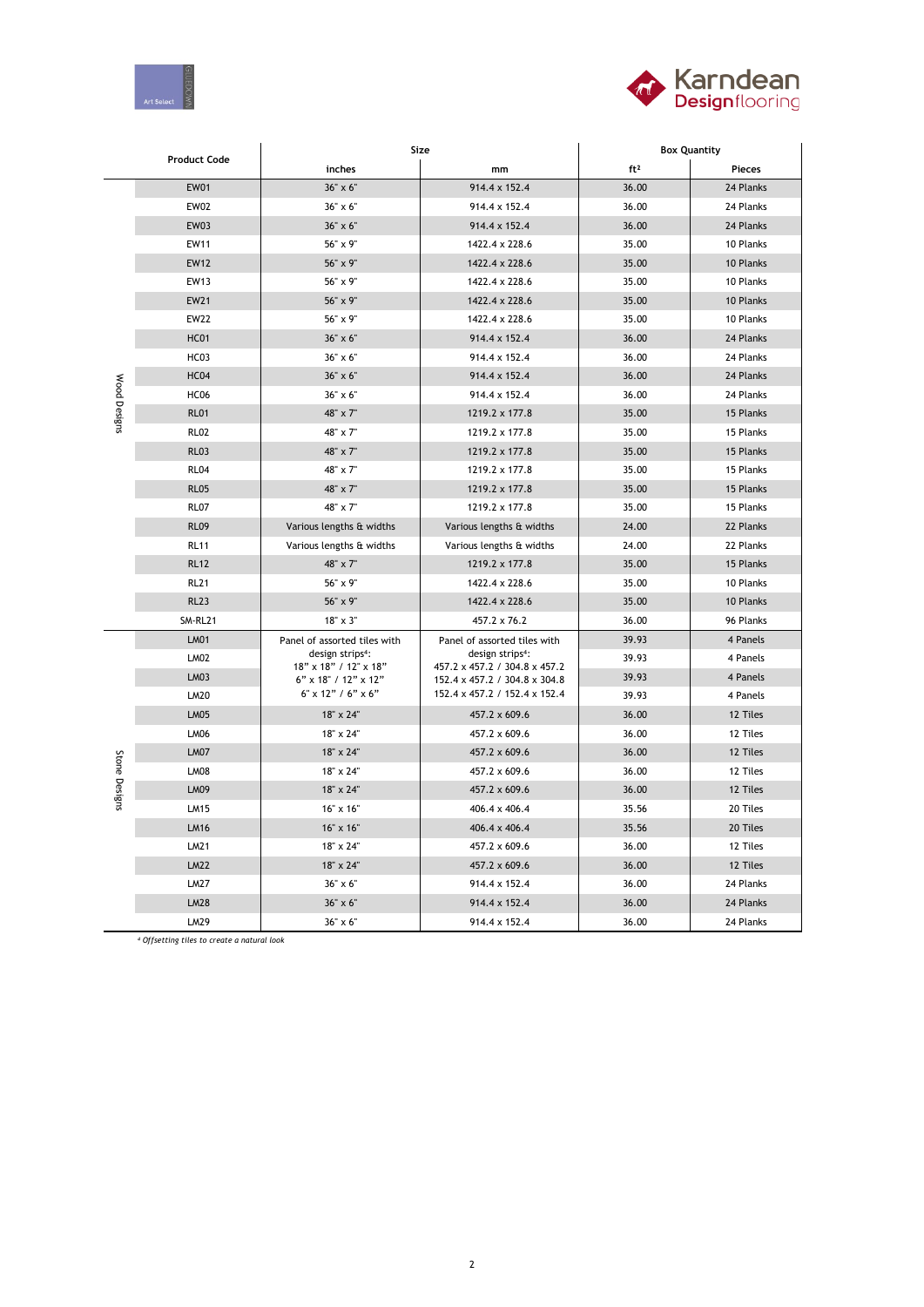| | Product Code | Size | | Box Quantity | |
|---|---|---|---|---|---|
| | | inches | mm | ft² | Pieces |
| Wood Designs | EW01 | 36" x 6" | 914.4 x 152.4 | 36.00 | 24 Planks |
| | EW02 | 36" x 6" | 914.4 x 152.4 | 36.00 | 24 Planks |
| | EW03 | 36" x 6" | 914.4 x 152.4 | 36.00 | 24 Planks |
| | EW11 | 56" x 9" | 1422.4 x 228.6 | 35.00 | 10 Planks |
| | EW12 | 56" x 9" | 1422.4 x 228.6 | 35.00 | 10 Planks |
| | EW13 | 56" x 9" | 1422.4 x 228.6 | 35.00 | 10 Planks |
| | EW21 | 56" x 9" | 1422.4 x 228.6 | 35.00 | 10 Planks |
| | EW22 | 56" x 9" | 1422.4 x 228.6 | 35.00 | 10 Planks |
| | HC01 | 36" x 6" | 914.4 x 152.4 | 36.00 | 24 Planks |
| | HC03 | 36" x 6" | 914.4 x 152.4 | 36.00 | 24 Planks |
| | HC04 | 36" x 6" | 914.4 x 152.4 | 36.00 | 24 Planks |
| | HC06 | 36" x 6" | 914.4 x 152.4 | 36.00 | 24 Planks |
| | RL01 | 48" x 7" | 1219.2 x 177.8 | 35.00 | 15 Planks |
| | RL02 | 48" x 7" | 1219.2 x 177.8 | 35.00 | 15 Planks |
| | RL03 | 48" x 7" | 1219.2 x 177.8 | 35.00 | 15 Planks |
| | RL04 | 48" x 7" | 1219.2 x 177.8 | 35.00 | 15 Planks |
| | RL05 | 48" x 7" | 1219.2 x 177.8 | 35.00 | 15 Planks |
| | RL07 | 48" x 7" | 1219.2 x 177.8 | 35.00 | 15 Planks |
| | RL09 | Various lengths & widths | Various lengths & widths | 24.00 | 22 Planks |
| | RL11 | Various lengths & widths | Various lengths & widths | 24.00 | 22 Planks |
| | RL12 | 48" x 7" | 1219.2 x 177.8 | 35.00 | 15 Planks |
| | RL21 | 56" x 9" | 1422.4 x 228.6 | 35.00 | 10 Planks |
| | RL23 | 56" x 9" | 1422.4 x 228.6 | 35.00 | 10 Planks |
| | SM-RL21 | 18" x 3" | 457.2 x 76.2 | 36.00 | 96 Planks |
| Stone Designs | LM01 | Panel of assorted tiles with design strips[4]: 18" x 18" / 12" x 18" 6" x 18" / 12" x 12" 6" x 12" / 6" x 6" | Panel of assorted tiles with design strips[4]: 457.2 x 457.2 / 304.8 x 457.2 152.4 x 457.2 / 304.8 x 304.8 152.4 x 457.2 / 152.4 x 152.4 | 39.93 | 4 Panels |
| | LM02 | | | 39.93 | 4 Panels |
| | LM03 | | | 39.93 | 4 Panels |
| | LM20 | | | 39.93 | 4 Panels |
| | LM05 | 18" x 24" | 457.2 x 609.6 | 36.00 | 12 Tiles |
| | LM06 | 18" x 24" | 457.2 x 609.6 | 36.00 | 12 Tiles |
| | LM07 | 18" x 24" | 457.2 x 609.6 | 36.00 | 12 Tiles |
| | LM08 | 18" x 24" | 457.2 x 609.6 | 36.00 | 12 Tiles |
| | LM09 | 18" x 24" | 457.2 x 609.6 | 36.00 | 12 Tiles |
| | LM15 | 16" x 16" | 406.4 x 406.4 | 35.56 | 20 Tiles |
| | LM16 | 16" x 16" | 406.4 x 406.4 | 35.56 | 20 Tiles |
| | LM21 | 18" x 24" | 457.2 x 609.6 | 36.00 | 12 Tiles |
| | LM22 | 18" x 24" | 457.2 x 609.6 | 36.00 | 12 Tiles |
| | LM27 | 36" x 6" | 914.4 x 152.4 | 36.00 | 24 Planks |
| | LM28 | 36" x 6" | 914.4 x 152.4 | 36.00 | 24 Planks |
| | LM29 | 36" x 6" | 914.4 x 152.4 | 36.00 | 24 Planks |

[4] *Offsetting tiles to create a natural look*